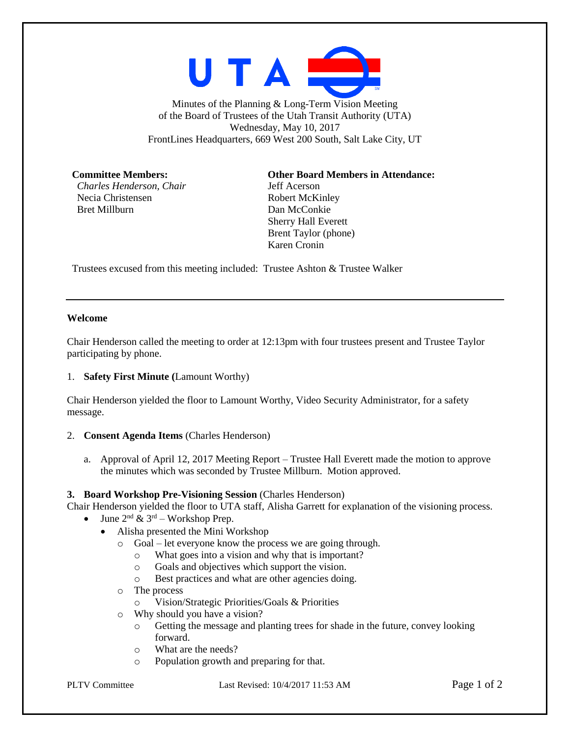UTA

Minutes of the Planning & Long-Term Vision Meeting
of the Board of Trustees of the Utah Transit Authority (UTA)
Wednesday, May 10, 2017
FrontLines Headquarters, 669 West 200 South, Salt Lake City, UT

**Committee Members:**
*Charles Henderson, Chair*
Necia Christensen
Bret Millburn

**Other Board Members in Attendance:**
Jeff Acerson
Robert McKinley
Dan McConkie
Sherry Hall Everett
Brent Taylor (phone)
Karen Cronin

Trustees excused from this meeting included: Trustee Ashton & Trustee Walker

---

**Welcome**

Chair Henderson called the meeting to order at 12:13pm with four trustees present and Trustee Taylor participating by phone.

1. **Safety First Minute (**Lamount Worthy)

Chair Henderson yielded the floor to Lamount Worthy, Video Security Administrator, for a safety message.

2. **Consent Agenda Items** (Charles Henderson)

   a. Approval of April 12, 2017 Meeting Report – Trustee Hall Everett made the motion to approve the minutes which was seconded by Trustee Millburn. Motion approved.

**3. Board Workshop Pre-Visioning Session** (Charles Henderson)
Chair Henderson yielded the floor to UTA staff, Alisha Garrett for explanation of the visioning process.

- June 2nd & 3rd – Workshop Prep.
  - Alisha presented the Mini Workshop
    - Goal – let everyone know the process we are going through.
      - What goes into a vision and why that is important?
      - Goals and objectives which support the vision.
      - Best practices and what are other agencies doing.
    - The process
      - Vision/Strategic Priorities/Goals & Priorities
    - Why should you have a vision?
      - Getting the message and planting trees for shade in the future, convey looking forward.
      - What are the needs?
      - Population growth and preparing for that.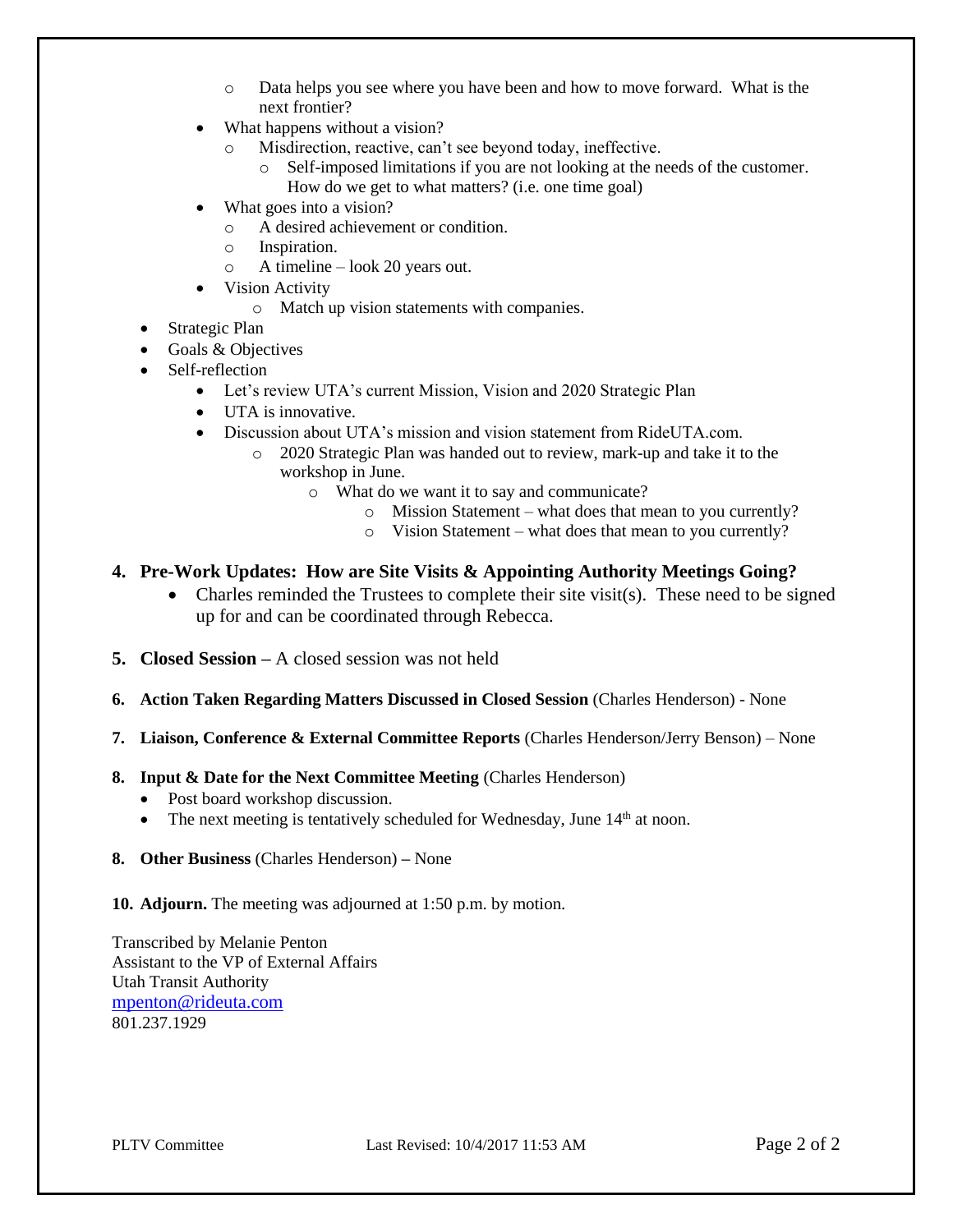- Data helps you see where you have been and how to move forward. What is the next frontier?
  - What happens without a vision?
    - Misdirection, reactive, can't see beyond today, ineffective.
      - Self-imposed limitations if you are not looking at the needs of the customer. How do we get to what matters? (i.e. one time goal)
  - What goes into a vision?
    - A desired achievement or condition.
    - Inspiration.
    - A timeline – look 20 years out.
  - Vision Activity
    - Match up vision statements with companies.
- Strategic Plan
- Goals & Objectives
- Self-reflection
  - Let's review UTA's current Mission, Vision and 2020 Strategic Plan
  - UTA is innovative.
  - Discussion about UTA's mission and vision statement from RideUTA.com.
    - 2020 Strategic Plan was handed out to review, mark-up and take it to the workshop in June.
      - What do we want it to say and communicate?
        - Mission Statement – what does that mean to you currently?
        - Vision Statement – what does that mean to you currently?

**4. Pre-Work Updates: How are Site Visits & Appointing Authority Meetings Going?**

- Charles reminded the Trustees to complete their site visit(s). These need to be signed up for and can be coordinated through Rebecca.

**5. Closed Session –** A closed session was not held

**6. Action Taken Regarding Matters Discussed in Closed Session** (Charles Henderson) - None

**7. Liaison, Conference & External Committee Reports** (Charles Henderson/Jerry Benson) – None

**8. Input & Date for the Next Committee Meeting** (Charles Henderson)

- Post board workshop discussion.
- The next meeting is tentatively scheduled for Wednesday, June 14th at noon.

**8. Other Business** (Charles Henderson) **–** None

**10. Adjourn.** The meeting was adjourned at 1:50 p.m. by motion.

Transcribed by Melanie Penton
Assistant to the VP of External Affairs
Utah Transit Authority
mpenton@rideuta.com
801.237.1929